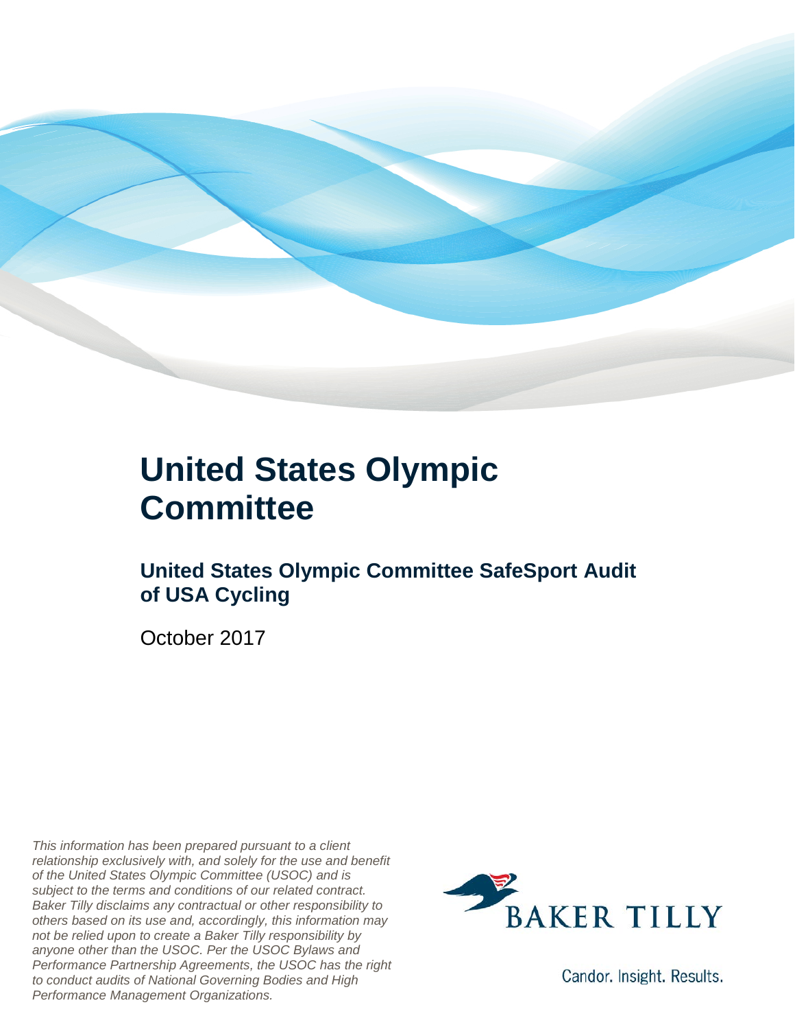# United States Olympic Committee

## United States Olympic Committee SafeSport Audit of USA Cycling

October 2017

*This information has been prepared pursuant to a client relationship exclusively with, and solely for the use and benefit of the United States Olympic Committee (USOC) and is subject to the terms and conditions of our related contract. Baker Tilly disclaims any contractual or other responsibility to others based on its use and, accordingly, this information may not be relied upon to create a Baker Tilly responsibility by anyone other than the USOC. Per the USOC Bylaws and Performance Partnership Agreements, the USOC has the right to conduct audits of National Governing Bodies and High Performance Management Organizations.*

BAKER TILLY

Candor. Insight. Results.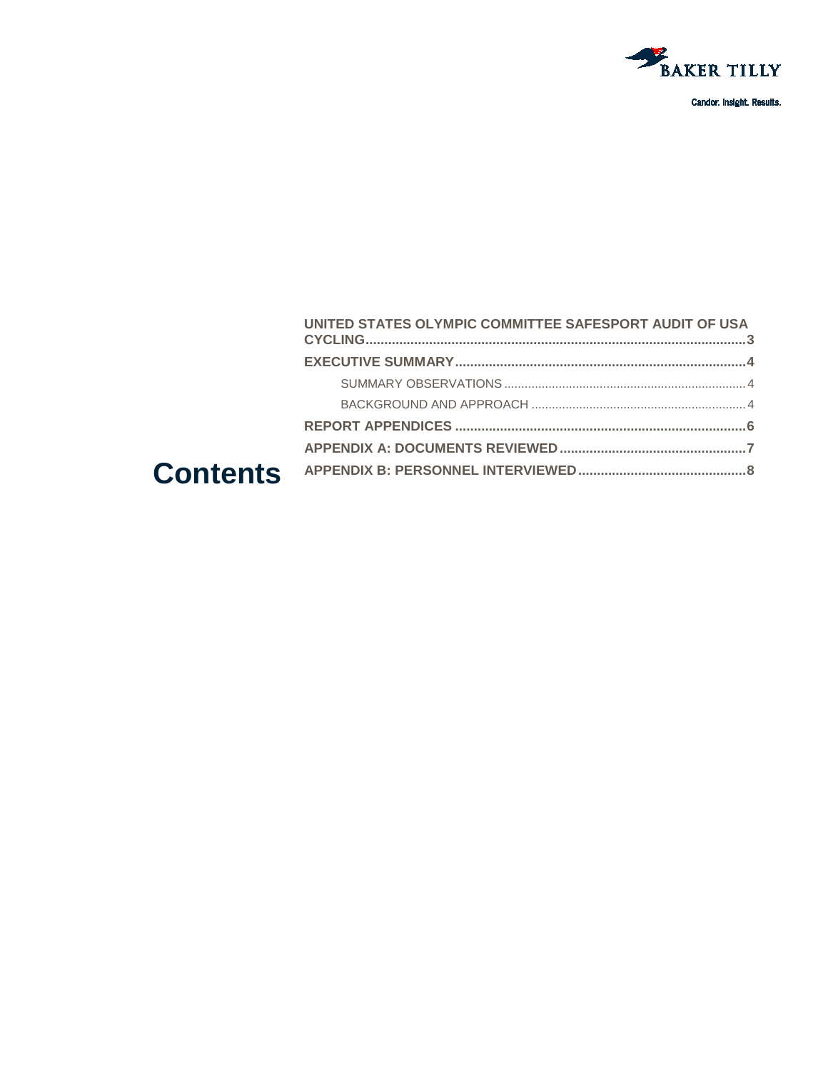BAKER TILLY

Candor. Insight. Results.

# Contents

- **UNITED STATES OLYMPIC COMMITTEE SAFESPORT AUDIT OF USA CYCLING** .......... 3
- **EXECUTIVE SUMMARY** .......... 4
  - SUMMARY OBSERVATIONS .......... 4
  - BACKGROUND AND APPROACH .......... 4
- **REPORT APPENDICES** .......... 6
- **APPENDIX A: DOCUMENTS REVIEWED** .......... 7
- **APPENDIX B: PERSONNEL INTERVIEWED** .......... 8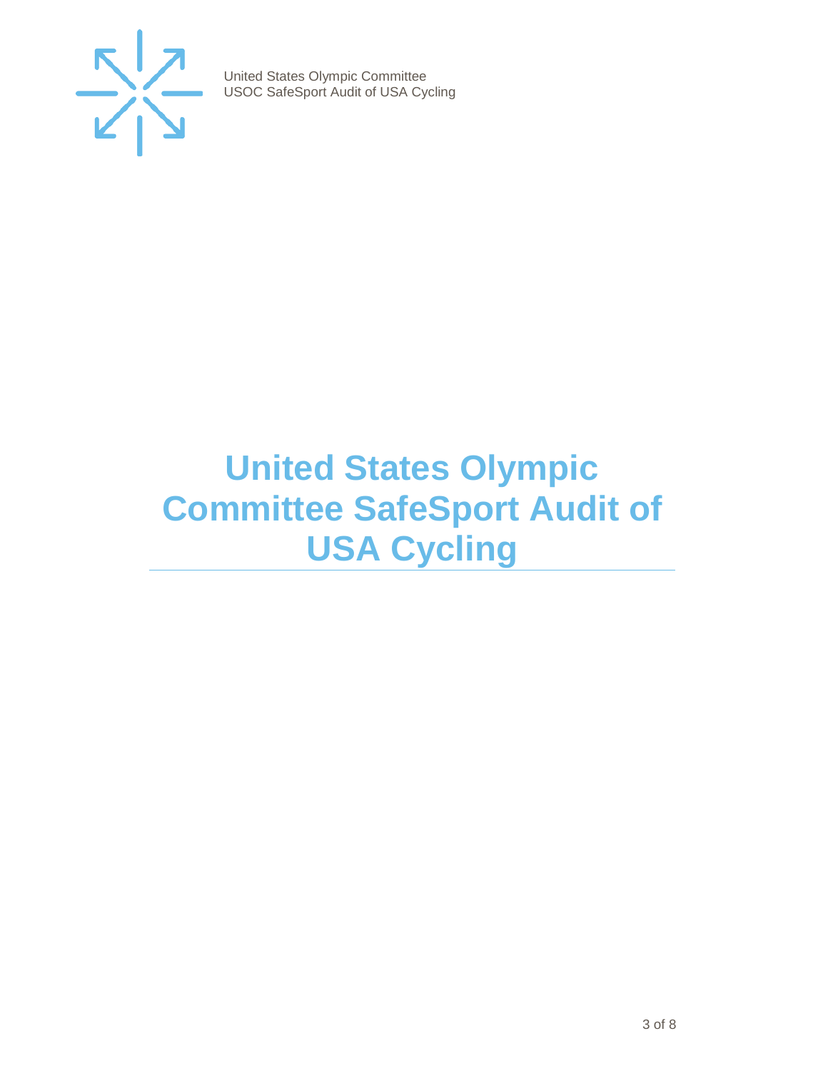# United States Olympic Committee SafeSport Audit of USA Cycling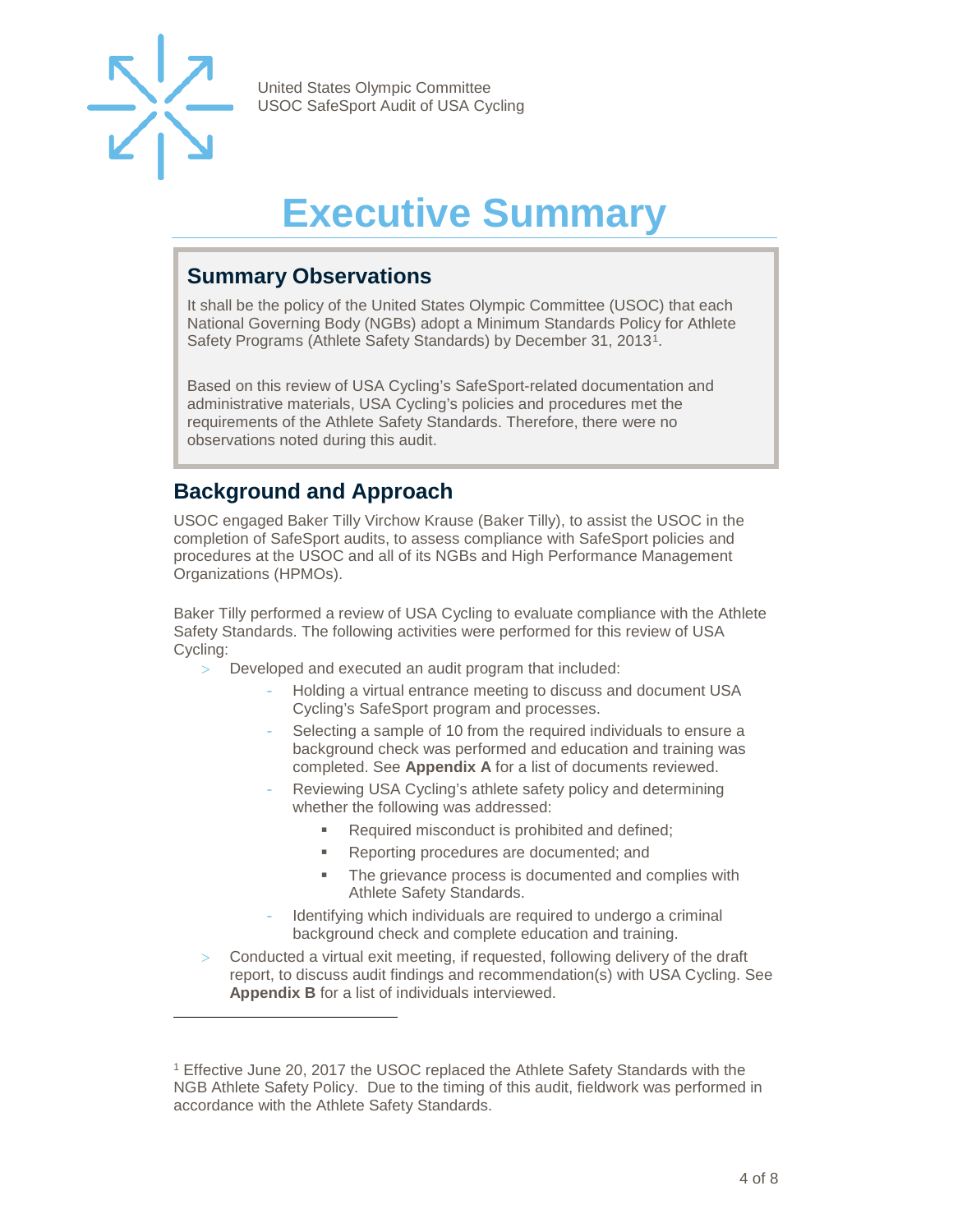# Executive Summary

## Summary Observations

It shall be the policy of the United States Olympic Committee (USOC) that each National Governing Body (NGBs) adopt a Minimum Standards Policy for Athlete Safety Programs (Athlete Safety Standards) by December 31, 2013[1].

Based on this review of USA Cycling's SafeSport-related documentation and administrative materials, USA Cycling's policies and procedures met the requirements of the Athlete Safety Standards. Therefore, there were no observations noted during this audit.

## Background and Approach

USOC engaged Baker Tilly Virchow Krause (Baker Tilly), to assist the USOC in the completion of SafeSport audits, to assess compliance with SafeSport policies and procedures at the USOC and all of its NGBs and High Performance Management Organizations (HPMOs).

Baker Tilly performed a review of USA Cycling to evaluate compliance with the Athlete Safety Standards. The following activities were performed for this review of USA Cycling:

- Developed and executed an audit program that included:
  - Holding a virtual entrance meeting to discuss and document USA Cycling's SafeSport program and processes.
  - Selecting a sample of 10 from the required individuals to ensure a background check was performed and education and training was completed. See **Appendix A** for a list of documents reviewed.
  - Reviewing USA Cycling's athlete safety policy and determining whether the following was addressed:
    - Required misconduct is prohibited and defined;
    - Reporting procedures are documented; and
    - The grievance process is documented and complies with Athlete Safety Standards.
  - Identifying which individuals are required to undergo a criminal background check and complete education and training.
- Conducted a virtual exit meeting, if requested, following delivery of the draft report, to discuss audit findings and recommendation(s) with USA Cycling. See **Appendix B** for a list of individuals interviewed.

---

[1] Effective June 20, 2017 the USOC replaced the Athlete Safety Standards with the NGB Athlete Safety Policy. Due to the timing of this audit, fieldwork was performed in accordance with the Athlete Safety Standards.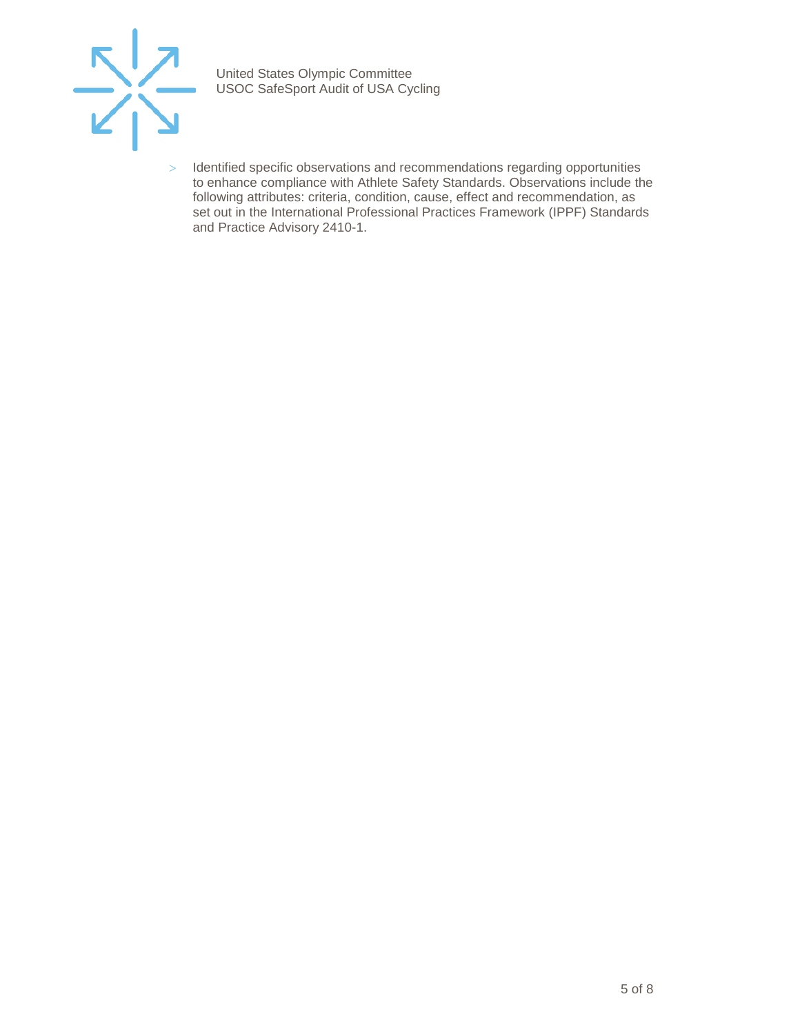- Identified specific observations and recommendations regarding opportunities to enhance compliance with Athlete Safety Standards. Observations include the following attributes: criteria, condition, cause, effect and recommendation, as set out in the International Professional Practices Framework (IPPF) Standards and Practice Advisory 2410-1.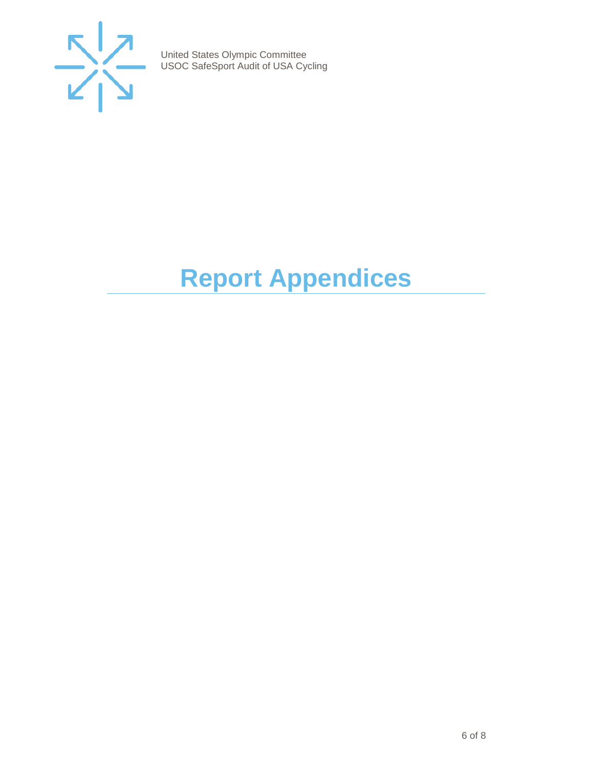# Report Appendices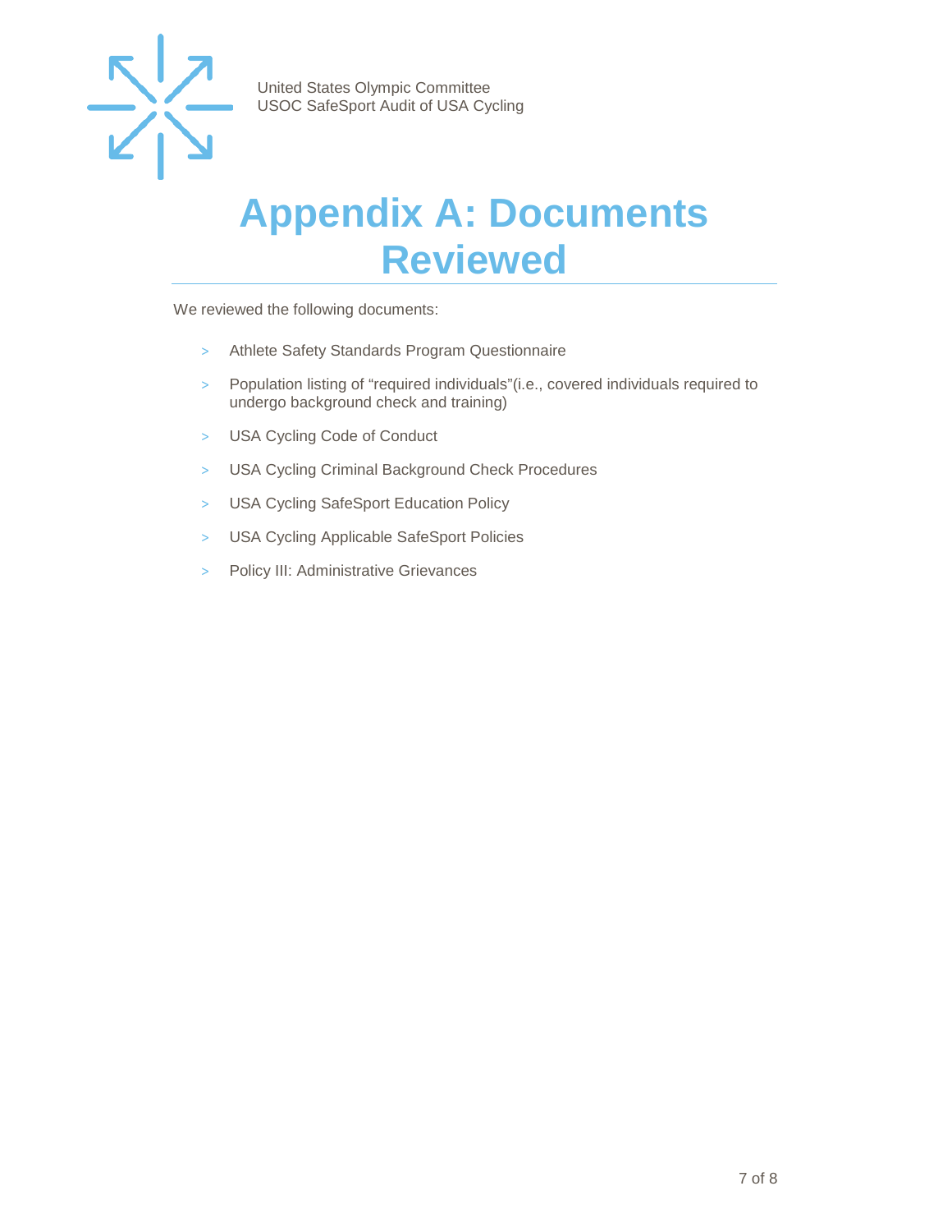# Appendix A: Documents Reviewed

We reviewed the following documents:

- Athlete Safety Standards Program Questionnaire
- Population listing of “required individuals”(i.e., covered individuals required to undergo background check and training)
- USA Cycling Code of Conduct
- USA Cycling Criminal Background Check Procedures
- USA Cycling SafeSport Education Policy
- USA Cycling Applicable SafeSport Policies
- Policy III: Administrative Grievances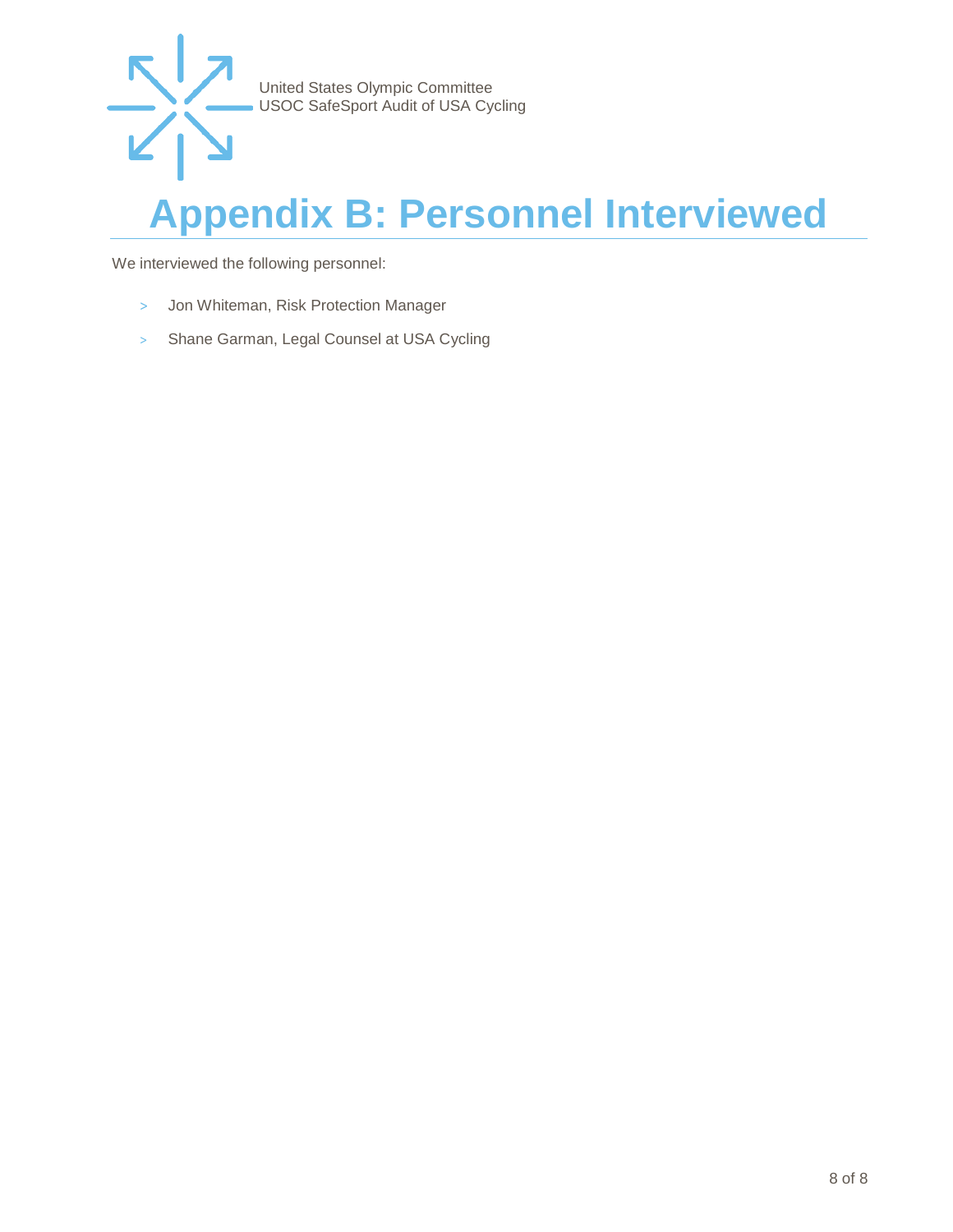# Appendix B: Personnel Interviewed

We interviewed the following personnel:

- Jon Whiteman, Risk Protection Manager
- Shane Garman, Legal Counsel at USA Cycling